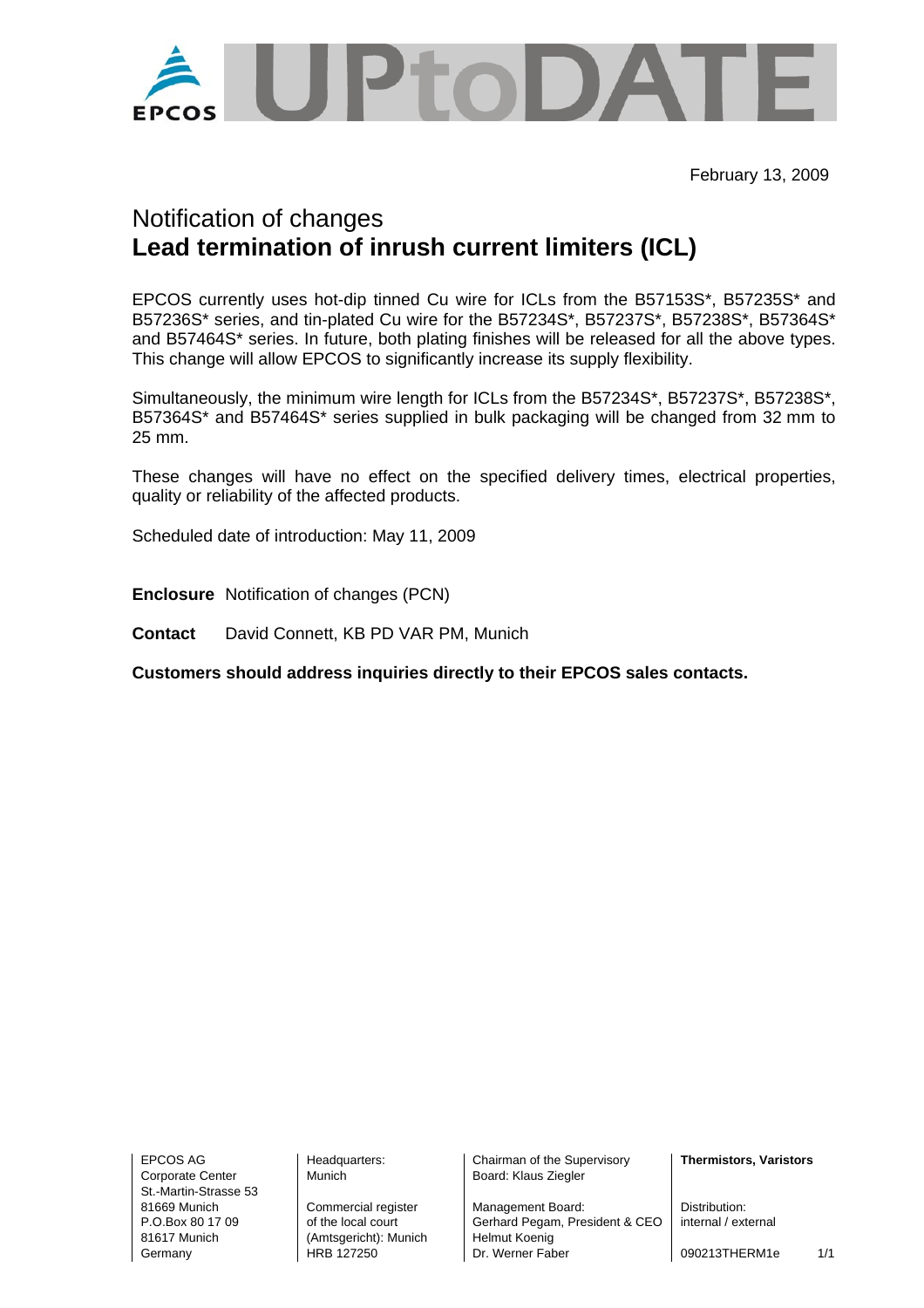EPCOS UPtoDATE

February 13, 2009

# Notification of changes
## **Lead termination of inrush current limiters (ICL)**

EPCOS currently uses hot-dip tinned Cu wire for ICLs from the B57153S*, B57235S* and B57236S* series, and tin-plated Cu wire for the B57234S*, B57237S*, B57238S*, B57364S* and B57464S* series. In future, both plating finishes will be released for all the above types. This change will allow EPCOS to significantly increase its supply flexibility.

Simultaneously, the minimum wire length for ICLs from the B57234S*, B57237S*, B57238S*, B57364S* and B57464S* series supplied in bulk packaging will be changed from 32 mm to 25 mm.

These changes will have no effect on the specified delivery times, electrical properties, quality or reliability of the affected products.

Scheduled date of introduction: May 11, 2009

**Enclosure** Notification of changes (PCN)

**Contact** David Connett, KB PD VAR PM, Munich

**Customers should address inquiries directly to their EPCOS sales contacts.**

EPCOS AG
Corporate Center
St.-Martin-Strasse 53
81669 Munich
P.O.Box 80 17 09
81617 Munich
Germany

Headquarters:
Munich

Commercial register of the local court (Amtsgericht): Munich
HRB 127250

Chairman of the Supervisory Board: Klaus Ziegler

Management Board:
Gerhard Pegam, President & CEO
Helmut Koenig
Dr. Werner Faber

**Thermistors, Varistors**

Distribution:
internal / external

090213THERM1e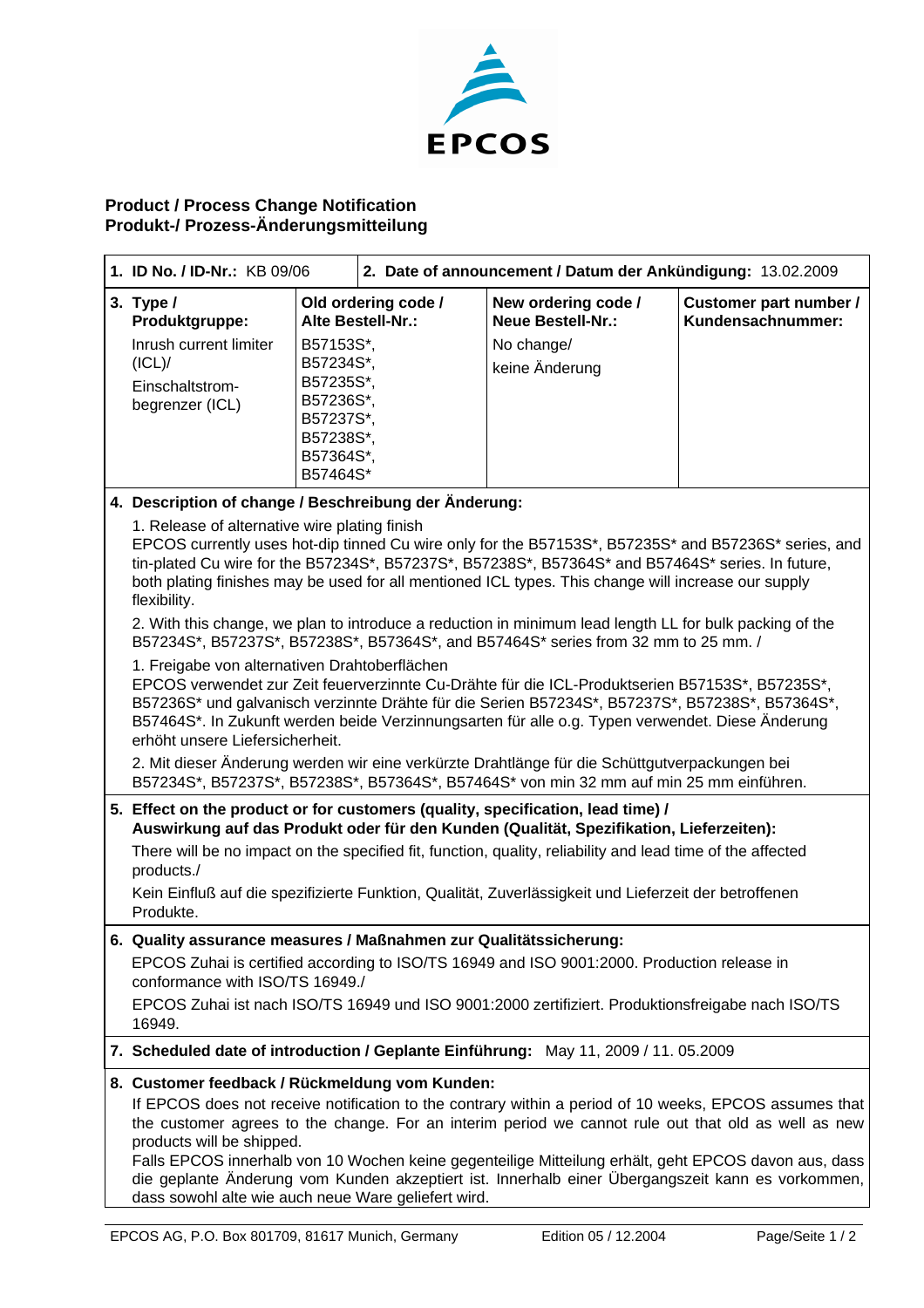**EPCOS**

## Product / Process Change Notification
## Produkt-/ Prozess-Änderungsmitteilung

| **1. ID No. / ID-Nr.:** KB 09/06 | **2. Date of announcement / Datum der Ankündigung:** 13.02.2009 | | |
|---|---|---|---|
| **3. Type / Produktgruppe:** Inrush current limiter (ICL)/ Einschaltstrom-begrenzer (ICL) | **Old ordering code / Alte Bestell-Nr.:** B57153S*, B57234S*, B57235S*, B57236S*, B57237S*, B57238S*, B57364S*, B57464S* | **New ordering code / Neue Bestell-Nr.:** No change/ keine Änderung | **Customer part number / Kundensachnummer:** |

**4. Description of change / Beschreibung der Änderung:**

1. Release of alternative wire plating finish
EPCOS currently uses hot-dip tinned Cu wire only for the B57153S*, B57235S* and B57236S* series, and tin-plated Cu wire for the B57234S*, B57237S*, B57238S*, B57364S* and B57464S* series. In future, both plating finishes may be used for all mentioned ICL types. This change will increase our supply flexibility.

2. With this change, we plan to introduce a reduction in minimum lead length LL for bulk packing of the B57234S*, B57237S*, B57238S*, B57364S*, and B57464S* series from 32 mm to 25 mm. /

1. Freigabe von alternativen Drahtoberflächen
EPCOS verwendet zur Zeit feuerverzinnte Cu-Drähte für die ICL-Produktserien B57153S*, B57235S*, B57236S* und galvanisch verzinnte Drähte für die Serien B57234S*, B57237S*, B57238S*, B57364S*, B57464S*. In Zukunft werden beide Verzinnungsarten für alle o.g. Typen verwendet. Diese Änderung erhöht unsere Liefersicherheit.

2. Mit dieser Änderung werden wir eine verkürzte Drahtlänge für die Schüttgutverpackungen bei B57234S*, B57237S*, B57238S*, B57364S*, B57464S* von min 32 mm auf min 25 mm einführen.

**5. Effect on the product or for customers (quality, specification, lead time) / Auswirkung auf das Produkt oder für den Kunden (Qualität, Spezifikation, Lieferzeiten):**

There will be no impact on the specified fit, function, quality, reliability and lead time of the affected products./

Kein Einfluß auf die spezifizierte Funktion, Qualität, Zuverlässigkeit und Lieferzeit der betroffenen Produkte.

**6. Quality assurance measures / Maßnahmen zur Qualitätssicherung:**

EPCOS Zuhai is certified according to ISO/TS 16949 and ISO 9001:2000. Production release in conformance with ISO/TS 16949./

EPCOS Zuhai ist nach ISO/TS 16949 und ISO 9001:2000 zertifiziert. Produktionsfreigabe nach ISO/TS 16949.

**7. Scheduled date of introduction / Geplante Einführung:** May 11, 2009 / 11. 05.2009

**8. Customer feedback / Rückmeldung vom Kunden:**

If EPCOS does not receive notification to the contrary within a period of 10 weeks, EPCOS assumes that the customer agrees to the change. For an interim period we cannot rule out that old as well as new products will be shipped.
Falls EPCOS innerhalb von 10 Wochen keine gegenteilige Mitteilung erhält, geht EPCOS davon aus, dass die geplante Änderung vom Kunden akzeptiert ist. Innerhalb einer Übergangszeit kann es vorkommen, dass sowohl alte wie auch neue Ware geliefert wird.

EPCOS AG, P.O. Box 801709, 81617 Munich, Germany    Edition 05 / 12.2004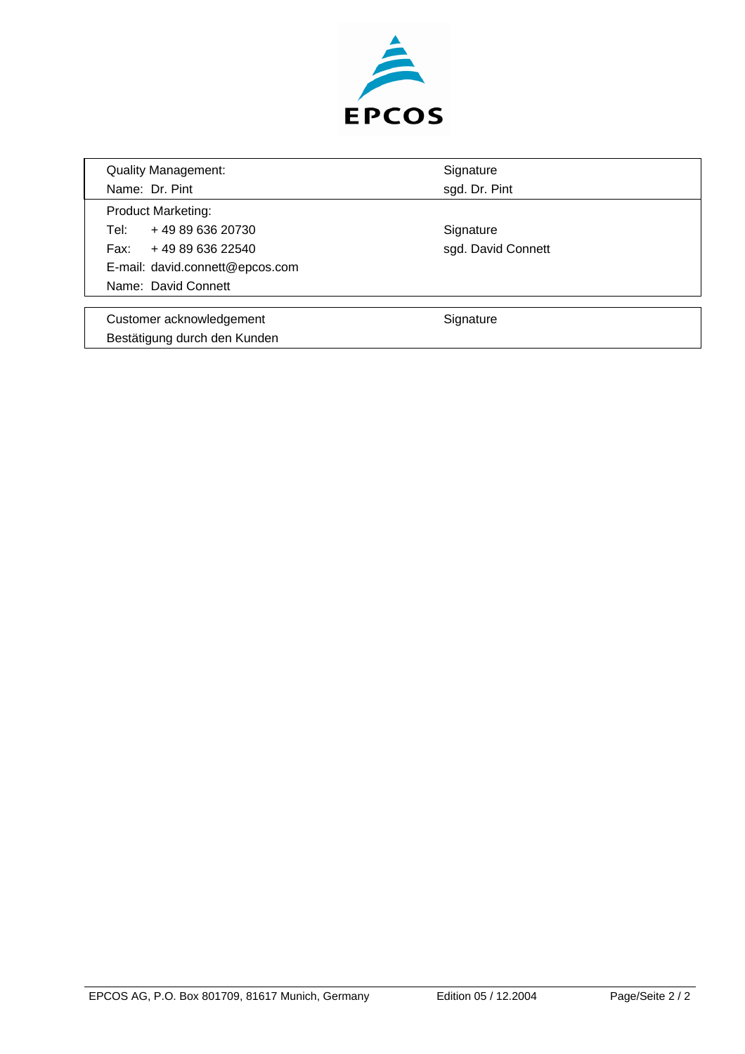EPCOS

| | |
|---|---|
| Quality Management: | Signature |
| Name: Dr. Pint | sgd. Dr. Pint |
| Product Marketing: | |
| Tel: + 49 89 636 20730 | Signature |
| Fax: + 49 89 636 22540 | sgd. David Connett |
| E-mail: david.connett@epcos.com | |
| Name: David Connett | |

| | |
|---|---|
| Customer acknowledgement | Signature |
| Bestätigung durch den Kunden | |

EPCOS AG, P.O. Box 801709, 81617 Munich, Germany    Edition 05 / 12.2004